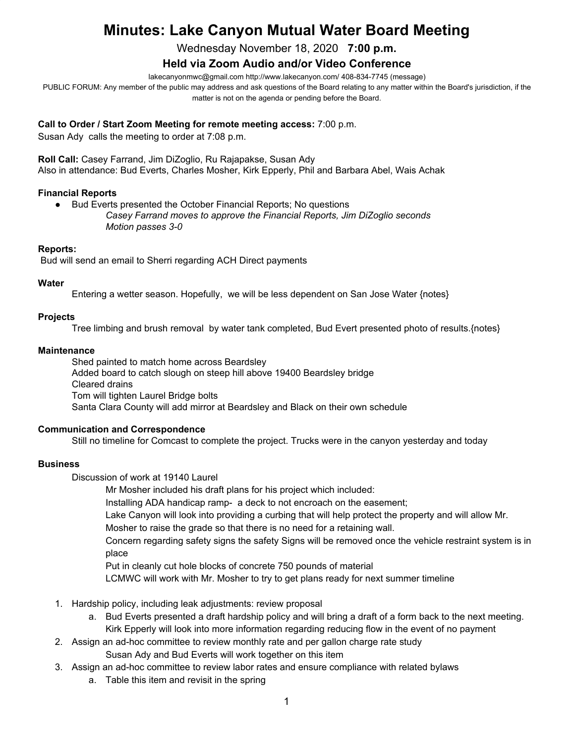# Minutes: Lake Canyon Mutual Water Board Meeting

Wednesday November 18, 2020 **7:00 p.m.**

**Held via Zoom Audio and/or Video Conference**

lakecanyonmwc@gmail.com http://www.lakecanyon.com/ 408-834-7745 (message)

PUBLIC FORUM: Any member of the public may address and ask questions of the Board relating to any matter within the Board's jurisdiction, if the matter is not on the agenda or pending before the Board.

**Call to Order / Start Zoom Meeting for remote meeting access:** 7:00 p.m.
Susan Ady calls the meeting to order at 7:08 p.m.

**Roll Call:** Casey Farrand, Jim DiZoglio, Ru Rajapakse, Susan Ady
Also in attendance: Bud Everts, Charles Mosher, Kirk Epperly, Phil and Barbara Abel, Wais Achak

**Financial Reports**

- Bud Everts presented the October Financial Reports; No questions
  *Casey Farrand moves to approve the Financial Reports, Jim DiZoglio seconds*
  *Motion passes 3-0*

**Reports:**
Bud will send an email to Sherri regarding ACH Direct payments

**Water**

Entering a wetter season. Hopefully, we will be less dependent on San Jose Water {notes}

**Projects**

Tree limbing and brush removal by water tank completed, Bud Evert presented photo of results.{notes}

**Maintenance**

Shed painted to match home across Beardsley
Added board to catch slough on steep hill above 19400 Beardsley bridge
Cleared drains
Tom will tighten Laurel Bridge bolts
Santa Clara County will add mirror at Beardsley and Black on their own schedule

**Communication and Correspondence**

Still no timeline for Comcast to complete the project. Trucks were in the canyon yesterday and today

**Business**

Discussion of work at 19140 Laurel

Mr Mosher included his draft plans for his project which included:
Installing ADA handicap ramp- a deck to not encroach on the easement;
Lake Canyon will look into providing a curbing that will help protect the property and will allow Mr. Mosher to raise the grade so that there is no need for a retaining wall.
Concern regarding safety signs the safety Signs will be removed once the vehicle restraint system is in place
Put in cleanly cut hole blocks of concrete 750 pounds of material
LCMWC will work with Mr. Mosher to try to get plans ready for next summer timeline

1. Hardship policy, including leak adjustments: review proposal
   a. Bud Everts presented a draft hardship policy and will bring a draft of a form back to the next meeting. Kirk Epperly will look into more information regarding reducing flow in the event of no payment
2. Assign an ad-hoc committee to review monthly rate and per gallon charge rate study
   Susan Ady and Bud Everts will work together on this item
3. Assign an ad-hoc committee to review labor rates and ensure compliance with related bylaws
   a. Table this item and revisit in the spring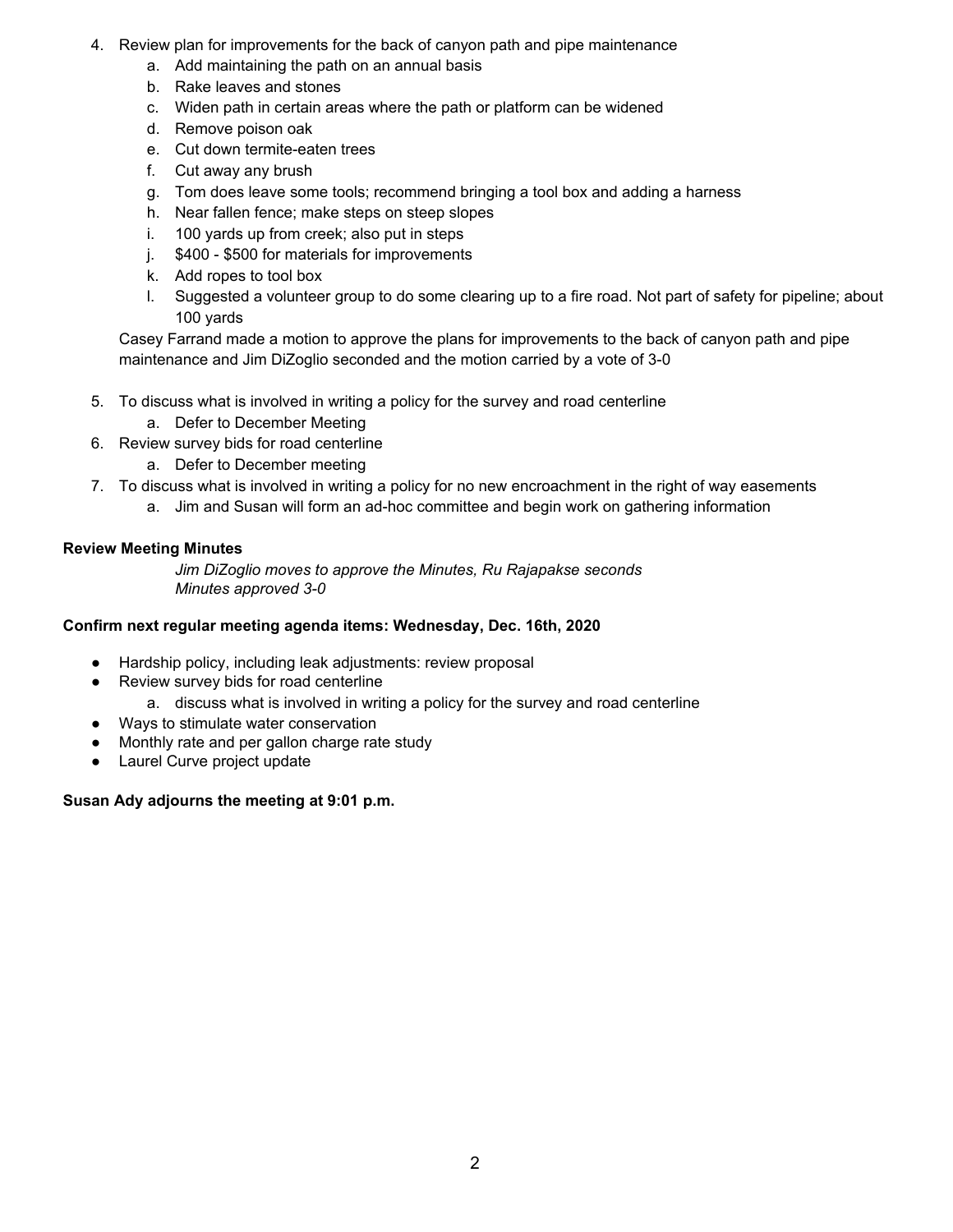4. Review plan for improvements for the back of canyon path and pipe maintenance
    a. Add maintaining the path on an annual basis
    b. Rake leaves and stones
    c. Widen path in certain areas where the path or platform can be widened
    d. Remove poison oak
    e. Cut down termite-eaten trees
    f. Cut away any brush
    g. Tom does leave some tools; recommend bringing a tool box and adding a harness
    h. Near fallen fence; make steps on steep slopes
    i. 100 yards up from creek; also put in steps
    j. $400 - $500 for materials for improvements
    k. Add ropes to tool box
    l. Suggested a volunteer group to do some clearing up to a fire road. Not part of safety for pipeline; about 100 yards

    Casey Farrand made a motion to approve the plans for improvements to the back of canyon path and pipe maintenance and Jim DiZoglio seconded and the motion carried by a vote of 3-0

5. To discuss what is involved in writing a policy for the survey and road centerline
    a. Defer to December Meeting
6. Review survey bids for road centerline
    a. Defer to December meeting
7. To discuss what is involved in writing a policy for no new encroachment in the right of way easements
    a. Jim and Susan will form an ad-hoc committee and begin work on gathering information

**Review Meeting Minutes**

*Jim DiZoglio moves to approve the Minutes, Ru Rajapakse seconds*
*Minutes approved 3-0*

**Confirm next regular meeting agenda items: Wednesday, Dec. 16th, 2020**

- Hardship policy, including leak adjustments: review proposal
- Review survey bids for road centerline
    a. discuss what is involved in writing a policy for the survey and road centerline
- Ways to stimulate water conservation
- Monthly rate and per gallon charge rate study
- Laurel Curve project update

**Susan Ady adjourns the meeting at 9:01 p.m.**